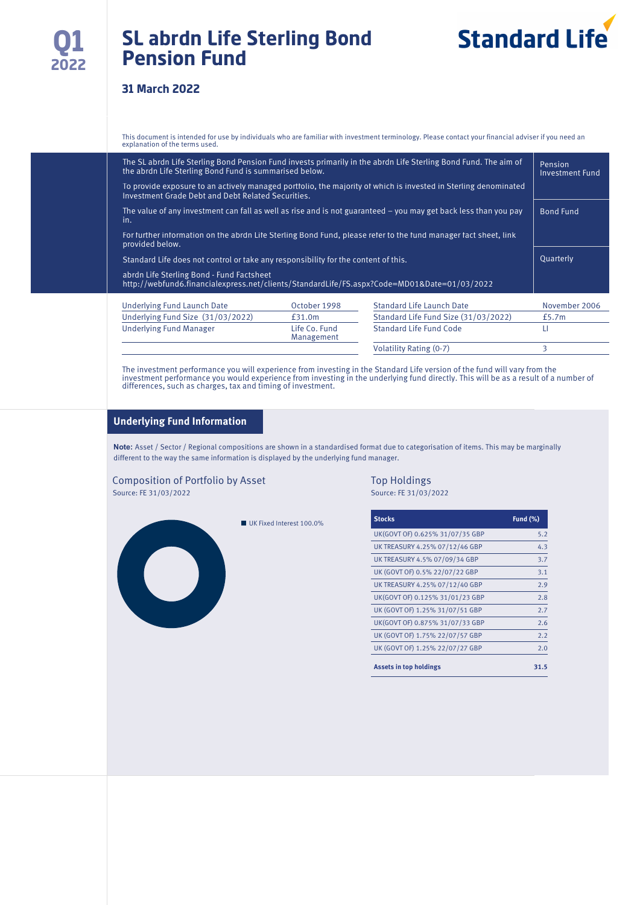Q1 2022

# SL abrdn Life Sterling Bond Pension Fund

Standard Life

## 31 March 2022

This document is intended for use by individuals who are familiar with investment terminology. Please contact your financial adviser if you need an explanation of the terms used.

The SL abrdn Life Sterling Bond Pension Fund invests primarily in the abrdn Life Sterling Bond Fund. The aim of the abrdn Life Sterling Bond Fund is summarised below.

To provide exposure to an actively managed portfolio, the majority of which is invested in Sterling denominated Investment Grade Debt and Debt Related Securities.

The value of any investment can fall as well as rise and is not guaranteed – you may get back less than you pay in.

For further information on the abrdn Life Sterling Bond Fund, please refer to the fund manager fact sheet, link provided below.

Standard Life does not control or take any responsibility for the content of this.

abrdn Life Sterling Bond - Fund Factsheet
http://webfund6.financialexpress.net/clients/StandardLife/FS.aspx?Code=MD01&Date=01/03/2022

Pension Investment Fund

Bond Fund

Quarterly

| | | | |
|---|---|---|---|
| Underlying Fund Launch Date | October 1998 | Standard Life Launch Date | November 2006 |
| Underlying Fund Size (31/03/2022) | £31.0m | Standard Life Fund Size (31/03/2022) | £5.7m |
| Underlying Fund Manager | Life Co. Fund Management | Standard Life Fund Code | LI |
| | | Volatility Rating (0-7) | 3 |

The investment performance you will experience from investing in the Standard Life version of the fund will vary from the investment performance you would experience from investing in the underlying fund directly. This will be as a result of a number of differences, such as charges, tax and timing of investment.

## Underlying Fund Information

**Note:** Asset / Sector / Regional compositions are shown in a standardised format due to categorisation of items. This may be marginally different to the way the same information is displayed by the underlying fund manager.

### Composition of Portfolio by Asset

Source: FE 31/03/2022

- UK Fixed Interest 100.0%

### Top Holdings

Source: FE 31/03/2022

| Stocks | Fund (%) |
|---|---|
| UK(GOVT OF) 0.625% 31/07/35 GBP | 5.2 |
| UK TREASURY 4.25% 07/12/46 GBP | 4.3 |
| UK TREASURY 4.5% 07/09/34 GBP | 3.7 |
| UK (GOVT OF) 0.5% 22/07/22 GBP | 3.1 |
| UK TREASURY 4.25% 07/12/40 GBP | 2.9 |
| UK(GOVT OF) 0.125% 31/01/23 GBP | 2.8 |
| UK (GOVT OF) 1.25% 31/07/51 GBP | 2.7 |
| UK(GOVT OF) 0.875% 31/07/33 GBP | 2.6 |
| UK (GOVT OF) 1.75% 22/07/57 GBP | 2.2 |
| UK (GOVT OF) 1.25% 22/07/27 GBP | 2.0 |
| **Assets in top holdings** | **31.5** |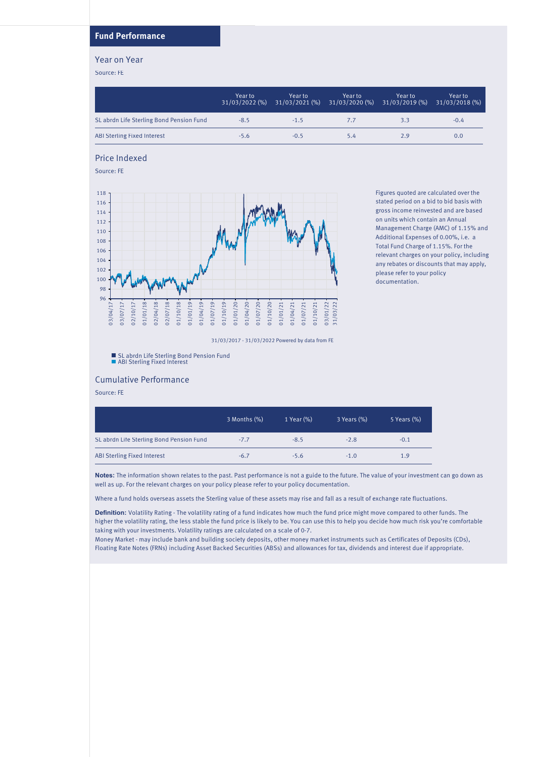## Fund Performance

### Year on Year

Source: FE

| | Year to 31/03/2022 (%) | Year to 31/03/2021 (%) | Year to 31/03/2020 (%) | Year to 31/03/2019 (%) | Year to 31/03/2018 (%) |
|---|---|---|---|---|---|
| SL abrdn Life Sterling Bond Pension Fund | -8.5 | -1.5 | 7.7 | 3.3 | -0.4 |
| ABI Sterling Fixed Interest | -5.6 | -0.5 | 5.4 | 2.9 | 0.0 |

### Price Indexed

Source: FE

31/03/2017 - 31/03/2022 Powered by data from FE

- SL abrdn Life Sterling Bond Pension Fund
- ABI Sterling Fixed Interest

Figures quoted are calculated over the stated period on a bid to bid basis with gross income reinvested and are based on units which contain an Annual Management Charge (AMC) of 1.15% and Additional Expenses of 0.00%, i.e. a Total Fund Charge of 1.15%. For the relevant charges on your policy, including any rebates or discounts that may apply, please refer to your policy documentation.

### Cumulative Performance

Source: FE

| | 3 Months (%) | 1 Year (%) | 3 Years (%) | 5 Years (%) |
|---|---|---|---|---|
| SL abrdn Life Sterling Bond Pension Fund | -7.7 | -8.5 | -2.8 | -0.1 |
| ABI Sterling Fixed Interest | -6.7 | -5.6 | -1.0 | 1.9 |

**Notes:** The information shown relates to the past. Past performance is not a guide to the future. The value of your investment can go down as well as up. For the relevant charges on your policy please refer to your policy documentation.

Where a fund holds overseas assets the Sterling value of these assets may rise and fall as a result of exchange rate fluctuations.

**Definition:** Volatility Rating - The volatility rating of a fund indicates how much the fund price might move compared to other funds. The higher the volatility rating, the less stable the fund price is likely to be. You can use this to help you decide how much risk you're comfortable taking with your investments. Volatility ratings are calculated on a scale of 0-7.

Money Market - may include bank and building society deposits, other money market instruments such as Certificates of Deposits (CDs), Floating Rate Notes (FRNs) including Asset Backed Securities (ABSs) and allowances for tax, dividends and interest due if appropriate.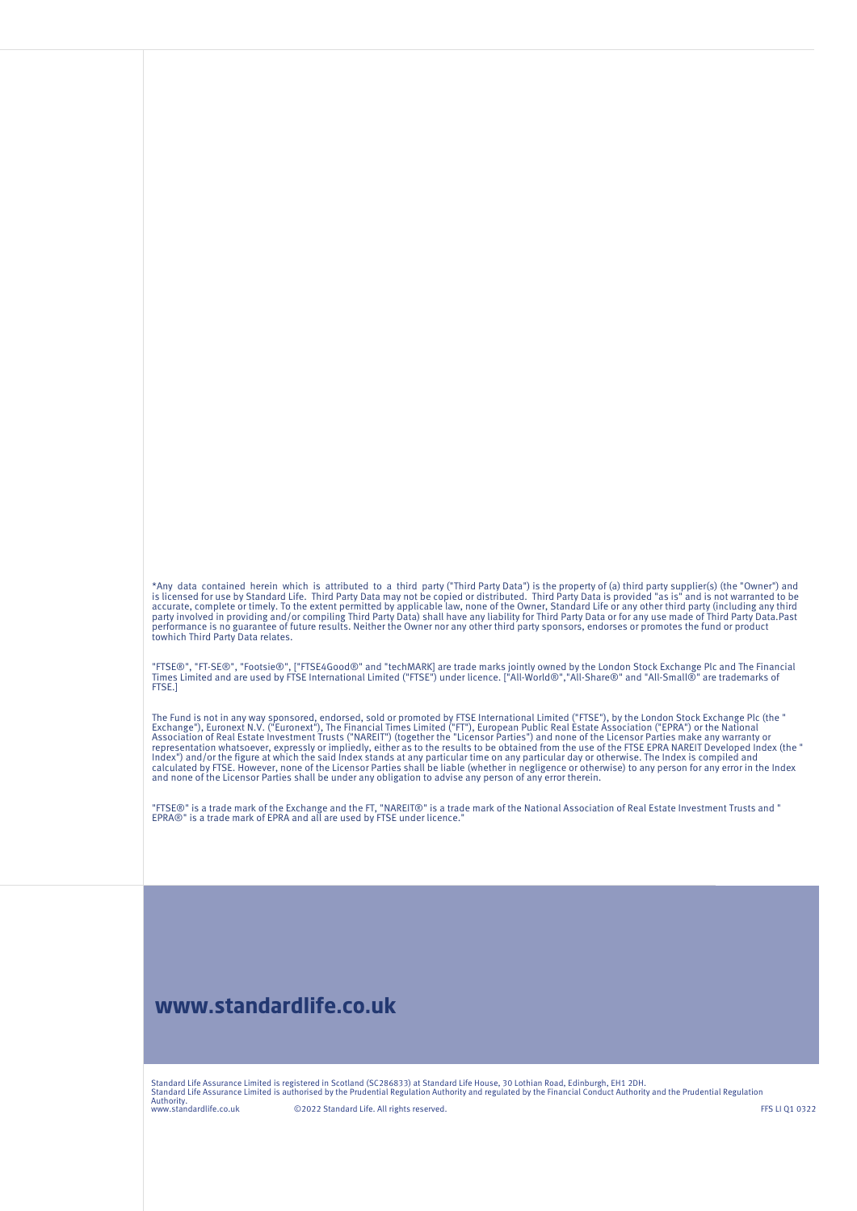*Any data contained herein which is attributed to a third party ("Third Party Data") is the property of (a) third party supplier(s) (the "Owner") and is licensed for use by Standard Life. Third Party Data may not be copied or distributed. Third Party Data is provided "as is" and is not warranted to be accurate, complete or timely. To the extent permitted by applicable law, none of the Owner, Standard Life or any other third party (including any third party involved in providing and/or compiling Third Party Data) shall have any liability for Third Party Data or for any use made of Third Party Data.Past performance is no guarantee of future results. Neither the Owner nor any other third party sponsors, endorses or promotes the fund or product towhich Third Party Data relates.

"FTSE®", "FT-SE®", "Footsie®", ["FTSE4Good®" and "techMARK] are trade marks jointly owned by the London Stock Exchange Plc and The Financial Times Limited and are used by FTSE International Limited ("FTSE") under licence. ["All-World®","All-Share®" and "All-Small®" are trademarks of FTSE.]

The Fund is not in any way sponsored, endorsed, sold or promoted by FTSE International Limited ("FTSE"), by the London Stock Exchange Plc (the " Exchange"), Euronext N.V. ("Euronext"), The Financial Times Limited ("FT"), European Public Real Estate Association ("EPRA") or the National Association of Real Estate Investment Trusts ("NAREIT") (together the "Licensor Parties") and none of the Licensor Parties make any warranty or representation whatsoever, expressly or impliedly, either as to the results to be obtained from the use of the FTSE EPRA NAREIT Developed Index (the " Index") and/or the figure at which the said Index stands at any particular time on any particular day or otherwise. The Index is compiled and calculated by FTSE. However, none of the Licensor Parties shall be liable (whether in negligence or otherwise) to any person for any error in the Index and none of the Licensor Parties shall be under any obligation to advise any person of any error therein.

"FTSE®" is a trade mark of the Exchange and the FT, "NAREIT®" is a trade mark of the National Association of Real Estate Investment Trusts and " EPRA®" is a trade mark of EPRA and all are used by FTSE under licence."

**www.standardlife.co.uk**

Standard Life Assurance Limited is registered in Scotland (SC286833) at Standard Life House, 30 Lothian Road, Edinburgh, EH1 2DH.
Standard Life Assurance Limited is authorised by the Prudential Regulation Authority and regulated by the Financial Conduct Authority and the Prudential Regulation Authority.

www.standardlife.co.uk ©2022 Standard Life. All rights reserved. FFS LI Q1 0322